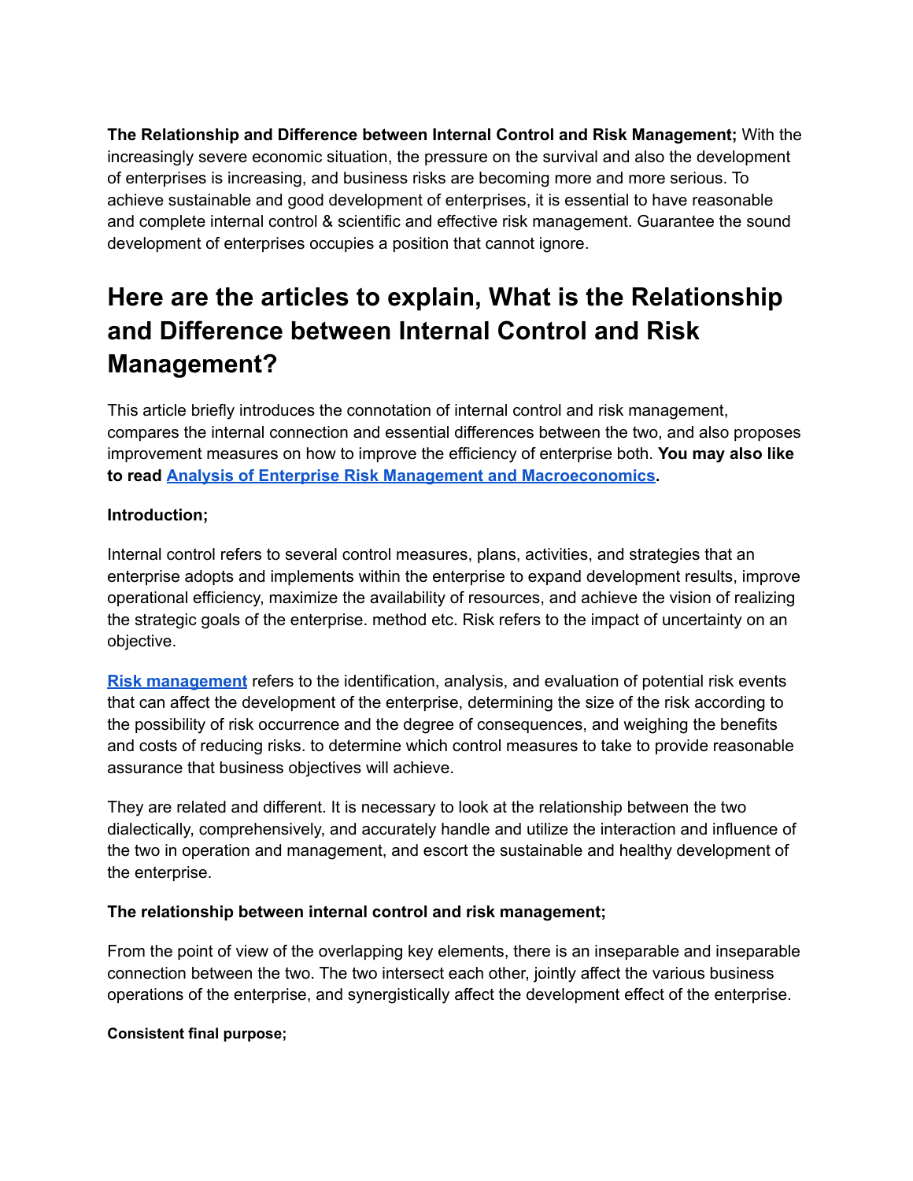**The Relationship and Difference between Internal Control and Risk Management;** With the increasingly severe economic situation, the pressure on the survival and also the development of enterprises is increasing, and business risks are becoming more and more serious. To achieve sustainable and good development of enterprises, it is essential to have reasonable and complete internal control & scientific and effective risk management. Guarantee the sound development of enterprises occupies a position that cannot ignore.

# Here are the articles to explain, What is the Relationship and Difference between Internal Control and Risk Management?

This article briefly introduces the connotation of internal control and risk management, compares the internal connection and essential differences between the two, and also proposes improvement measures on how to improve the efficiency of enterprise both. **You may also like to read Analysis of Enterprise Risk Management and Macroeconomics.**

**Introduction;**

Internal control refers to several control measures, plans, activities, and strategies that an enterprise adopts and implements within the enterprise to expand development results, improve operational efficiency, maximize the availability of resources, and achieve the vision of realizing the strategic goals of the enterprise. method etc. Risk refers to the impact of uncertainty on an objective.

**Risk management** refers to the identification, analysis, and evaluation of potential risk events that can affect the development of the enterprise, determining the size of the risk according to the possibility of risk occurrence and the degree of consequences, and weighing the benefits and costs of reducing risks. to determine which control measures to take to provide reasonable assurance that business objectives will achieve.

They are related and different. It is necessary to look at the relationship between the two dialectically, comprehensively, and accurately handle and utilize the interaction and influence of the two in operation and management, and escort the sustainable and healthy development of the enterprise.

**The relationship between internal control and risk management;**

From the point of view of the overlapping key elements, there is an inseparable and inseparable connection between the two. The two intersect each other, jointly affect the various business operations of the enterprise, and synergistically affect the development effect of the enterprise.

**Consistent final purpose;**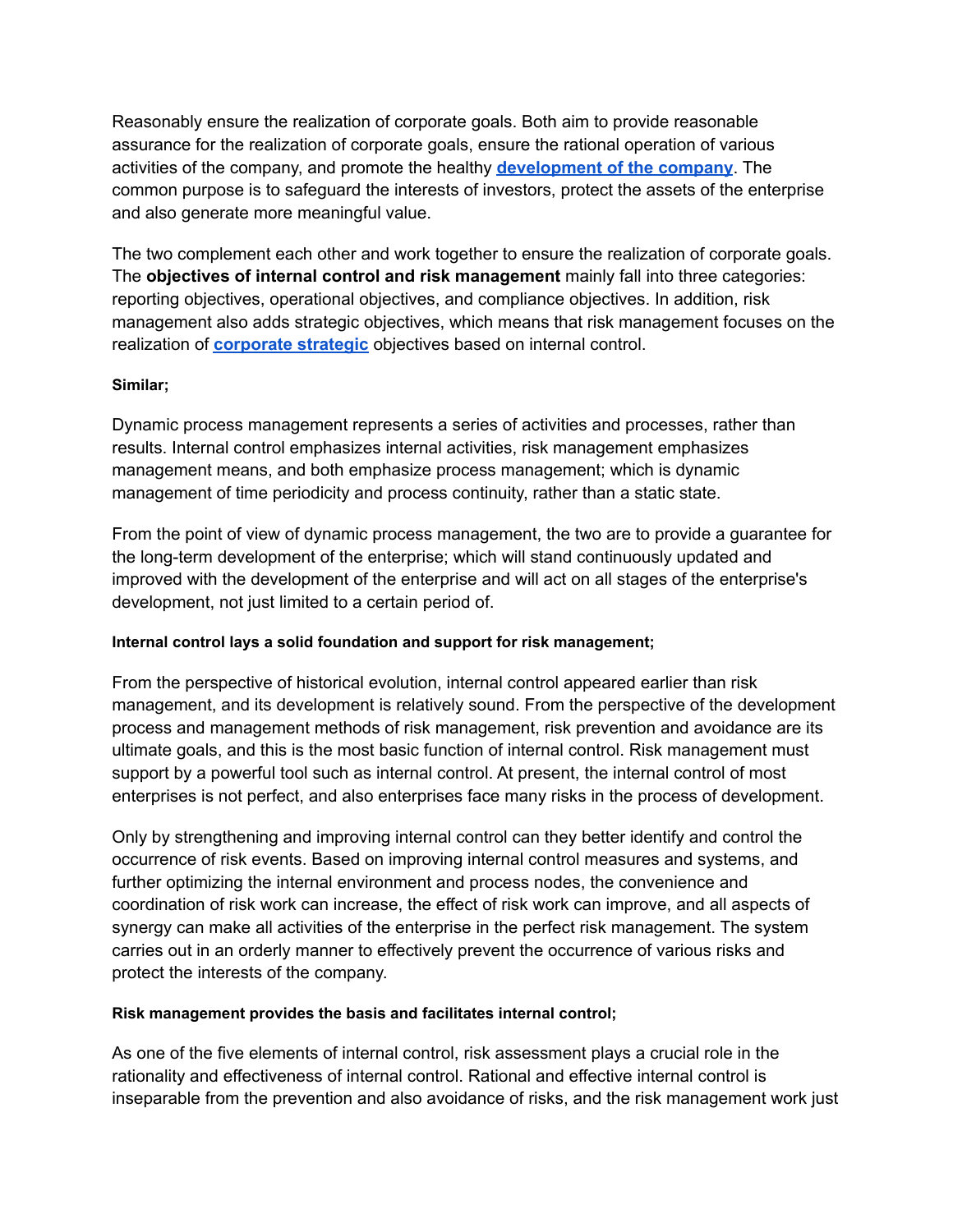Reasonably ensure the realization of corporate goals. Both aim to provide reasonable assurance for the realization of corporate goals, ensure the rational operation of various activities of the company, and promote the healthy **development of the company**. The common purpose is to safeguard the interests of investors, protect the assets of the enterprise and also generate more meaningful value.

The two complement each other and work together to ensure the realization of corporate goals. The **objectives of internal control and risk management** mainly fall into three categories: reporting objectives, operational objectives, and compliance objectives. In addition, risk management also adds strategic objectives, which means that risk management focuses on the realization of **corporate strategic** objectives based on internal control.

**Similar;**

Dynamic process management represents a series of activities and processes, rather than results. Internal control emphasizes internal activities, risk management emphasizes management means, and both emphasize process management; which is dynamic management of time periodicity and process continuity, rather than a static state.

From the point of view of dynamic process management, the two are to provide a guarantee for the long-term development of the enterprise; which will stand continuously updated and improved with the development of the enterprise and will act on all stages of the enterprise's development, not just limited to a certain period of.

**Internal control lays a solid foundation and support for risk management;**

From the perspective of historical evolution, internal control appeared earlier than risk management, and its development is relatively sound. From the perspective of the development process and management methods of risk management, risk prevention and avoidance are its ultimate goals, and this is the most basic function of internal control. Risk management must support by a powerful tool such as internal control. At present, the internal control of most enterprises is not perfect, and also enterprises face many risks in the process of development.

Only by strengthening and improving internal control can they better identify and control the occurrence of risk events. Based on improving internal control measures and systems, and further optimizing the internal environment and process nodes, the convenience and coordination of risk work can increase, the effect of risk work can improve, and all aspects of synergy can make all activities of the enterprise in the perfect risk management. The system carries out in an orderly manner to effectively prevent the occurrence of various risks and protect the interests of the company.

**Risk management provides the basis and facilitates internal control;**

As one of the five elements of internal control, risk assessment plays a crucial role in the rationality and effectiveness of internal control. Rational and effective internal control is inseparable from the prevention and also avoidance of risks, and the risk management work just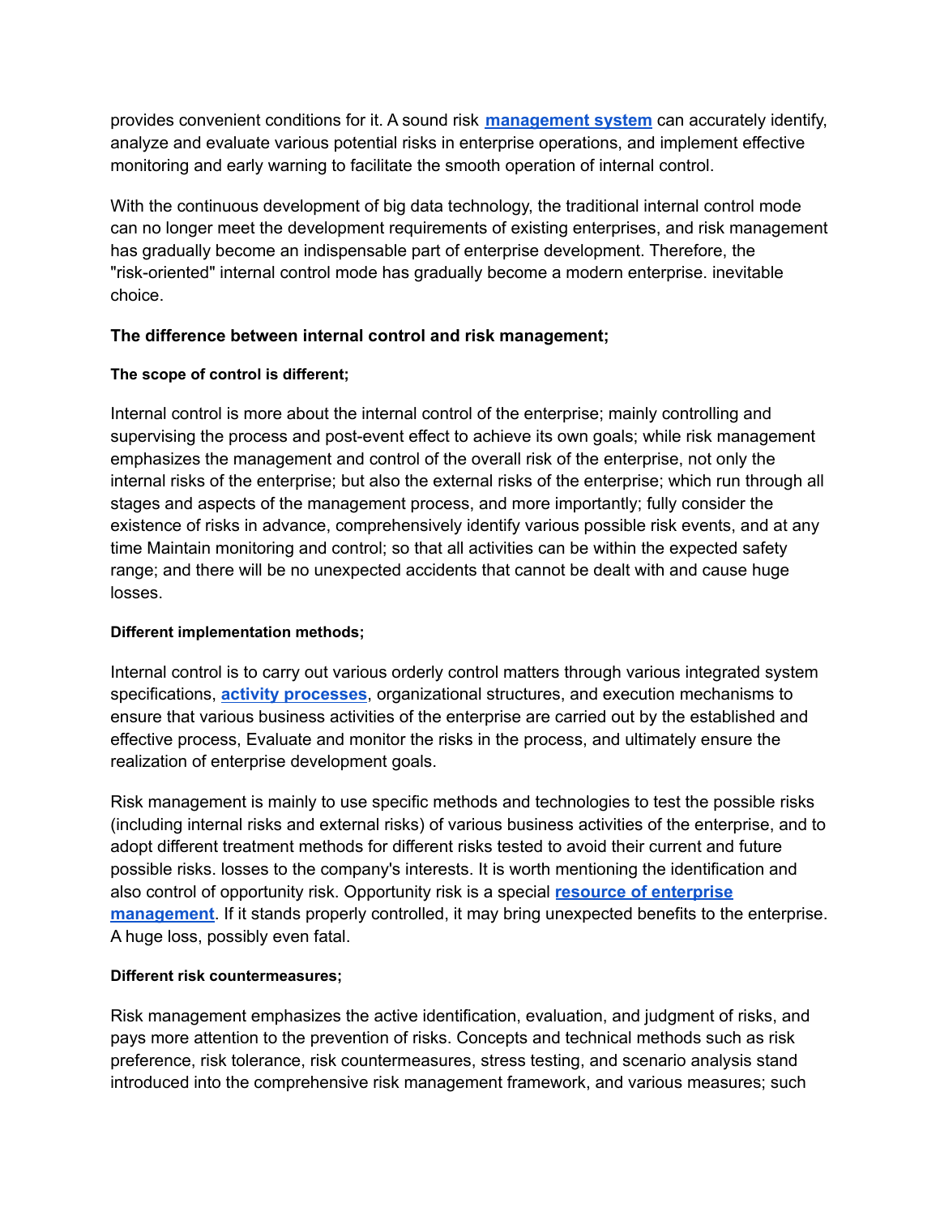provides convenient conditions for it. A sound risk **management system** can accurately identify, analyze and evaluate various potential risks in enterprise operations, and implement effective monitoring and early warning to facilitate the smooth operation of internal control.

With the continuous development of big data technology, the traditional internal control mode can no longer meet the development requirements of existing enterprises, and risk management has gradually become an indispensable part of enterprise development. Therefore, the "risk-oriented" internal control mode has gradually become a modern enterprise. inevitable choice.

## The difference between internal control and risk management;

### The scope of control is different;

Internal control is more about the internal control of the enterprise; mainly controlling and supervising the process and post-event effect to achieve its own goals; while risk management emphasizes the management and control of the overall risk of the enterprise, not only the internal risks of the enterprise; but also the external risks of the enterprise; which run through all stages and aspects of the management process, and more importantly; fully consider the existence of risks in advance, comprehensively identify various possible risk events, and at any time Maintain monitoring and control; so that all activities can be within the expected safety range; and there will be no unexpected accidents that cannot be dealt with and cause huge losses.

### Different implementation methods;

Internal control is to carry out various orderly control matters through various integrated system specifications, **activity processes**, organizational structures, and execution mechanisms to ensure that various business activities of the enterprise are carried out by the established and effective process, Evaluate and monitor the risks in the process, and ultimately ensure the realization of enterprise development goals.

Risk management is mainly to use specific methods and technologies to test the possible risks (including internal risks and external risks) of various business activities of the enterprise, and to adopt different treatment methods for different risks tested to avoid their current and future possible risks. losses to the company's interests. It is worth mentioning the identification and also control of opportunity risk. Opportunity risk is a special **resource of enterprise management**. If it stands properly controlled, it may bring unexpected benefits to the enterprise. A huge loss, possibly even fatal.

### Different risk countermeasures;

Risk management emphasizes the active identification, evaluation, and judgment of risks, and pays more attention to the prevention of risks. Concepts and technical methods such as risk preference, risk tolerance, risk countermeasures, stress testing, and scenario analysis stand introduced into the comprehensive risk management framework, and various measures; such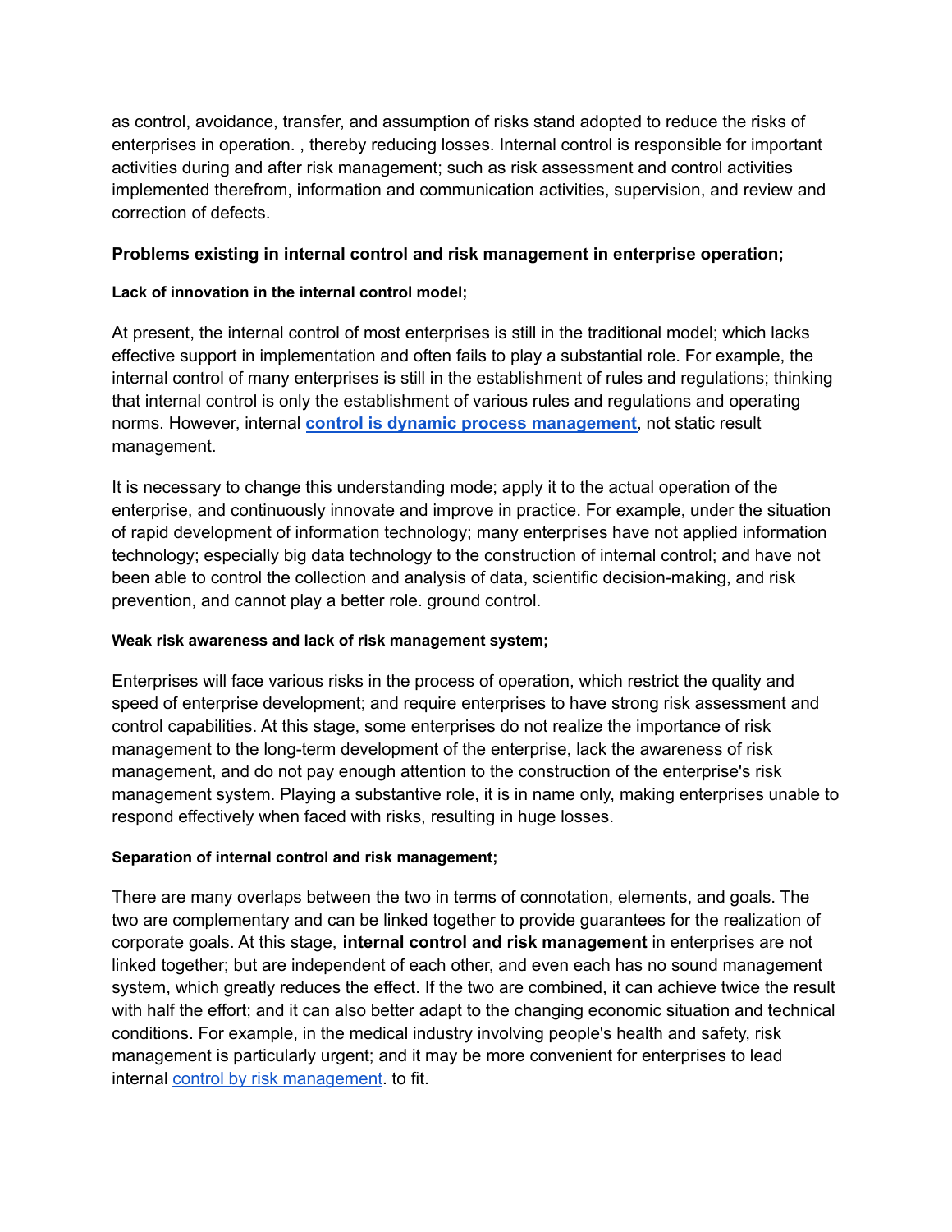as control, avoidance, transfer, and assumption of risks stand adopted to reduce the risks of enterprises in operation. , thereby reducing losses. Internal control is responsible for important activities during and after risk management; such as risk assessment and control activities implemented therefrom, information and communication activities, supervision, and review and correction of defects.

### Problems existing in internal control and risk management in enterprise operation;

#### Lack of innovation in the internal control model;

At present, the internal control of most enterprises is still in the traditional model; which lacks effective support in implementation and often fails to play a substantial role. For example, the internal control of many enterprises is still in the establishment of rules and regulations; thinking that internal control is only the establishment of various rules and regulations and operating norms. However, internal **control is dynamic process management**, not static result management.

It is necessary to change this understanding mode; apply it to the actual operation of the enterprise, and continuously innovate and improve in practice. For example, under the situation of rapid development of information technology; many enterprises have not applied information technology; especially big data technology to the construction of internal control; and have not been able to control the collection and analysis of data, scientific decision-making, and risk prevention, and cannot play a better role. ground control.

#### Weak risk awareness and lack of risk management system;

Enterprises will face various risks in the process of operation, which restrict the quality and speed of enterprise development; and require enterprises to have strong risk assessment and control capabilities. At this stage, some enterprises do not realize the importance of risk management to the long-term development of the enterprise, lack the awareness of risk management, and do not pay enough attention to the construction of the enterprise's risk management system. Playing a substantive role, it is in name only, making enterprises unable to respond effectively when faced with risks, resulting in huge losses.

#### Separation of internal control and risk management;

There are many overlaps between the two in terms of connotation, elements, and goals. The two are complementary and can be linked together to provide guarantees for the realization of corporate goals. At this stage, **internal control and risk management** in enterprises are not linked together; but are independent of each other, and even each has no sound management system, which greatly reduces the effect. If the two are combined, it can achieve twice the result with half the effort; and it can also better adapt to the changing economic situation and technical conditions. For example, in the medical industry involving people's health and safety, risk management is particularly urgent; and it may be more convenient for enterprises to lead internal control by risk management. to fit.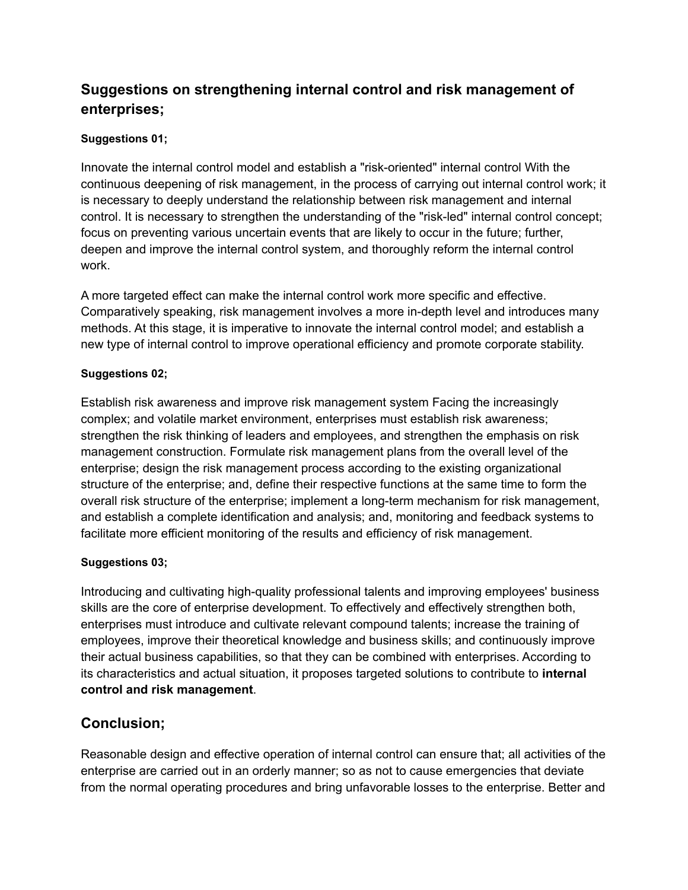## Suggestions on strengthening internal control and risk management of enterprises;

#### Suggestions 01;

Innovate the internal control model and establish a "risk-oriented" internal control With the continuous deepening of risk management, in the process of carrying out internal control work; it is necessary to deeply understand the relationship between risk management and internal control. It is necessary to strengthen the understanding of the "risk-led" internal control concept; focus on preventing various uncertain events that are likely to occur in the future; further, deepen and improve the internal control system, and thoroughly reform the internal control work.

A more targeted effect can make the internal control work more specific and effective. Comparatively speaking, risk management involves a more in-depth level and introduces many methods. At this stage, it is imperative to innovate the internal control model; and establish a new type of internal control to improve operational efficiency and promote corporate stability.

#### Suggestions 02;

Establish risk awareness and improve risk management system Facing the increasingly complex; and volatile market environment, enterprises must establish risk awareness; strengthen the risk thinking of leaders and employees, and strengthen the emphasis on risk management construction. Formulate risk management plans from the overall level of the enterprise; design the risk management process according to the existing organizational structure of the enterprise; and, define their respective functions at the same time to form the overall risk structure of the enterprise; implement a long-term mechanism for risk management, and establish a complete identification and analysis; and, monitoring and feedback systems to facilitate more efficient monitoring of the results and efficiency of risk management.

#### Suggestions 03;

Introducing and cultivating high-quality professional talents and improving employees' business skills are the core of enterprise development. To effectively and effectively strengthen both, enterprises must introduce and cultivate relevant compound talents; increase the training of employees, improve their theoretical knowledge and business skills; and continuously improve their actual business capabilities, so that they can be combined with enterprises. According to its characteristics and actual situation, it proposes targeted solutions to contribute to **internal control and risk management**.

## Conclusion;

Reasonable design and effective operation of internal control can ensure that; all activities of the enterprise are carried out in an orderly manner; so as not to cause emergencies that deviate from the normal operating procedures and bring unfavorable losses to the enterprise. Better and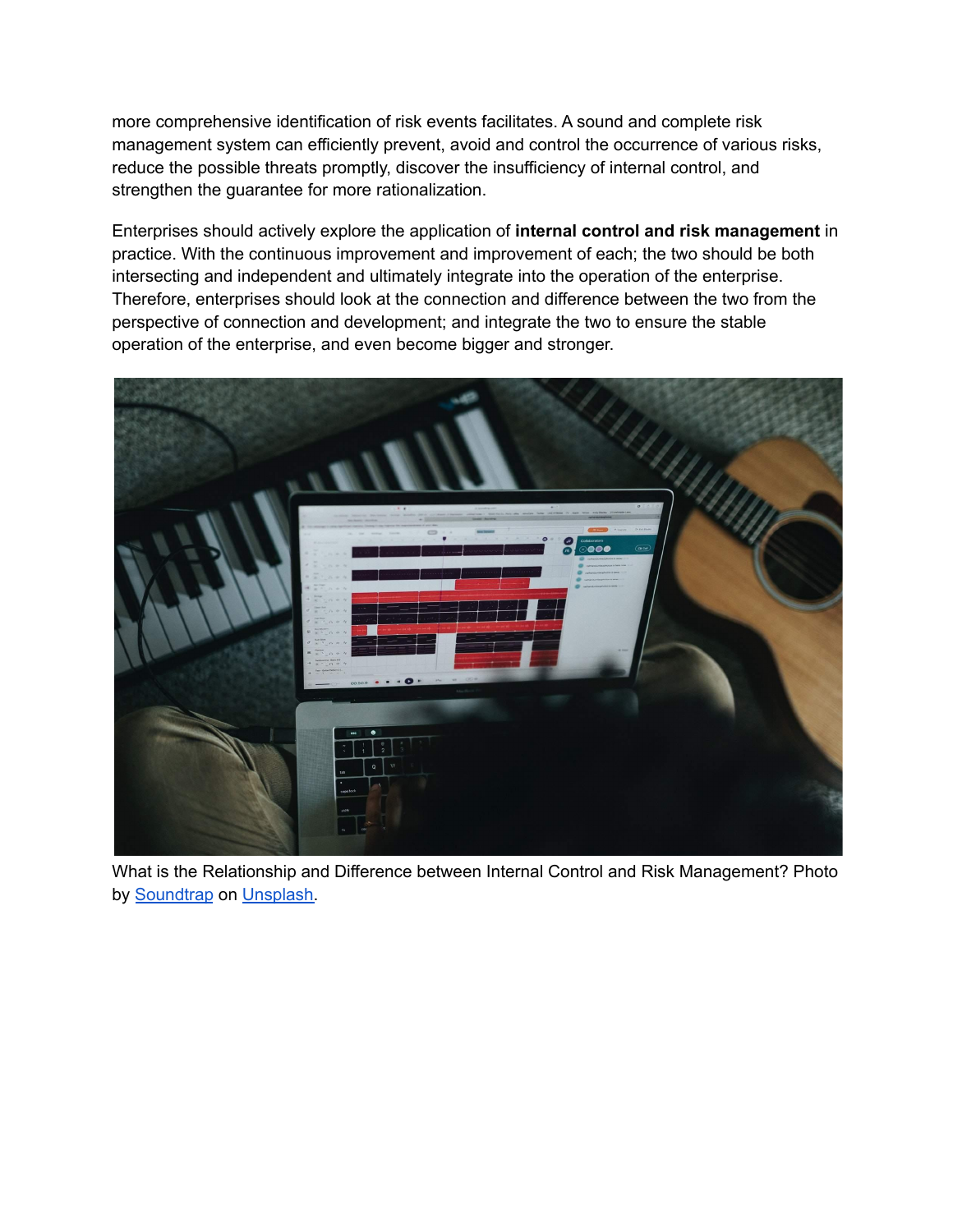more comprehensive identification of risk events facilitates. A sound and complete risk management system can efficiently prevent, avoid and control the occurrence of various risks, reduce the possible threats promptly, discover the insufficiency of internal control, and strengthen the guarantee for more rationalization.

Enterprises should actively explore the application of **internal control and risk management** in practice. With the continuous improvement and improvement of each; the two should be both intersecting and independent and ultimately integrate into the operation of the enterprise. Therefore, enterprises should look at the connection and difference between the two from the perspective of connection and development; and integrate the two to ensure the stable operation of the enterprise, and even become bigger and stronger.

What is the Relationship and Difference between Internal Control and Risk Management? Photo by [Soundtrap](#) on [Unsplash](#).